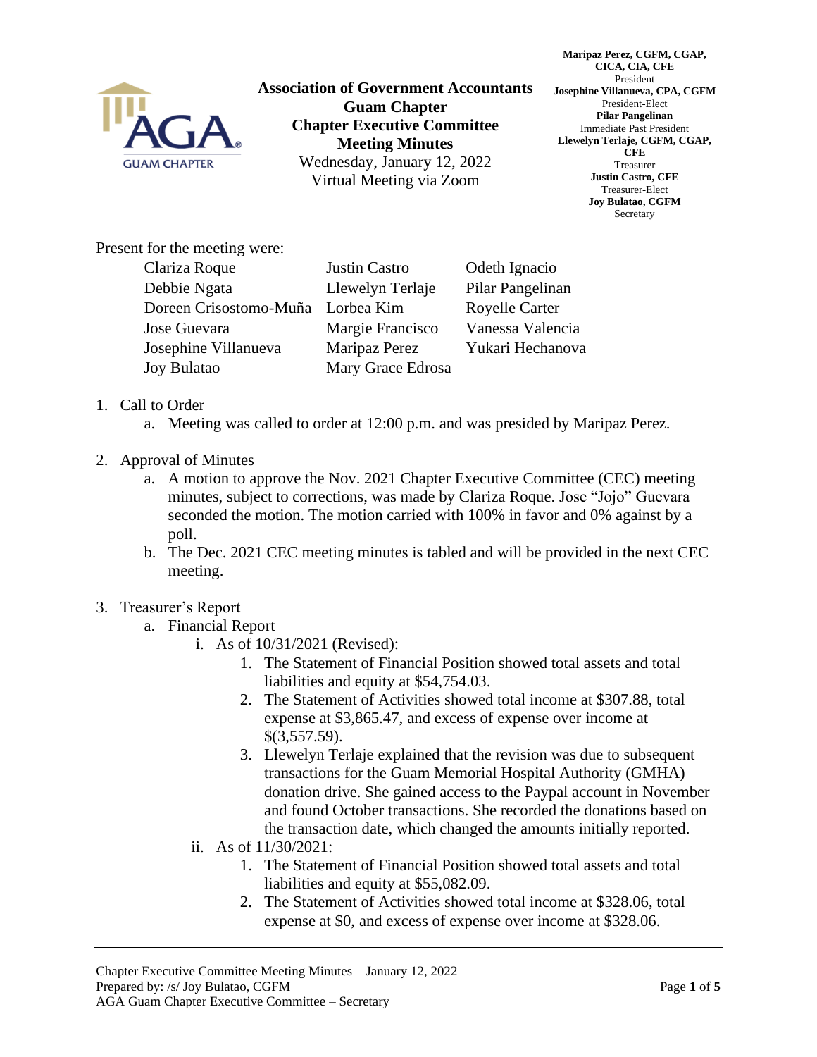**Association of Government Accountants**
**Guam Chapter**
**Chapter Executive Committee**
**Meeting Minutes**
Wednesday, January 12, 2022
Virtual Meeting via Zoom

**Maripaz Perez, CGFM, CGAP, CICA, CIA, CFE**
President
**Josephine Villanueva, CPA, CGFM**
President-Elect
**Pilar Pangelinan**
Immediate Past President
**Llewelyn Terlaje, CGFM, CGAP, CFE**
Treasurer
**Justin Castro, CFE**
Treasurer-Elect
**Joy Bulatao, CGFM**
Secretary

Present for the meeting were:

| | | |
|---|---|---|
| Clariza Roque | Justin Castro | Odeth Ignacio |
| Debbie Ngata | Llewelyn Terlaje | Pilar Pangelinan |
| Doreen Crisostomo-Muña | Lorbea Kim | Royelle Carter |
| Jose Guevara | Margie Francisco | Vanessa Valencia |
| Josephine Villanueva | Maripaz Perez | Yukari Hechanova |
| Joy Bulatao | Mary Grace Edrosa | |

1. Call to Order
   a. Meeting was called to order at 12:00 p.m. and was presided by Maripaz Perez.

2. Approval of Minutes
   a. A motion to approve the Nov. 2021 Chapter Executive Committee (CEC) meeting minutes, subject to corrections, was made by Clariza Roque. Jose "Jojo" Guevara seconded the motion. The motion carried with 100% in favor and 0% against by a poll.
   b. The Dec. 2021 CEC meeting minutes is tabled and will be provided in the next CEC meeting.

3. Treasurer's Report
   a. Financial Report
      i. As of 10/31/2021 (Revised):
         1. The Statement of Financial Position showed total assets and total liabilities and equity at $54,754.03.
         2. The Statement of Activities showed total income at $307.88, total expense at $3,865.47, and excess of expense over income at $(3,557.59).
         3. Llewelyn Terlaje explained that the revision was due to subsequent transactions for the Guam Memorial Hospital Authority (GMHA) donation drive. She gained access to the Paypal account in November and found October transactions. She recorded the donations based on the transaction date, which changed the amounts initially reported.
      ii. As of 11/30/2021:
         1. The Statement of Financial Position showed total assets and total liabilities and equity at $55,082.09.
         2. The Statement of Activities showed total income at $328.06, total expense at $0, and excess of expense over income at $328.06.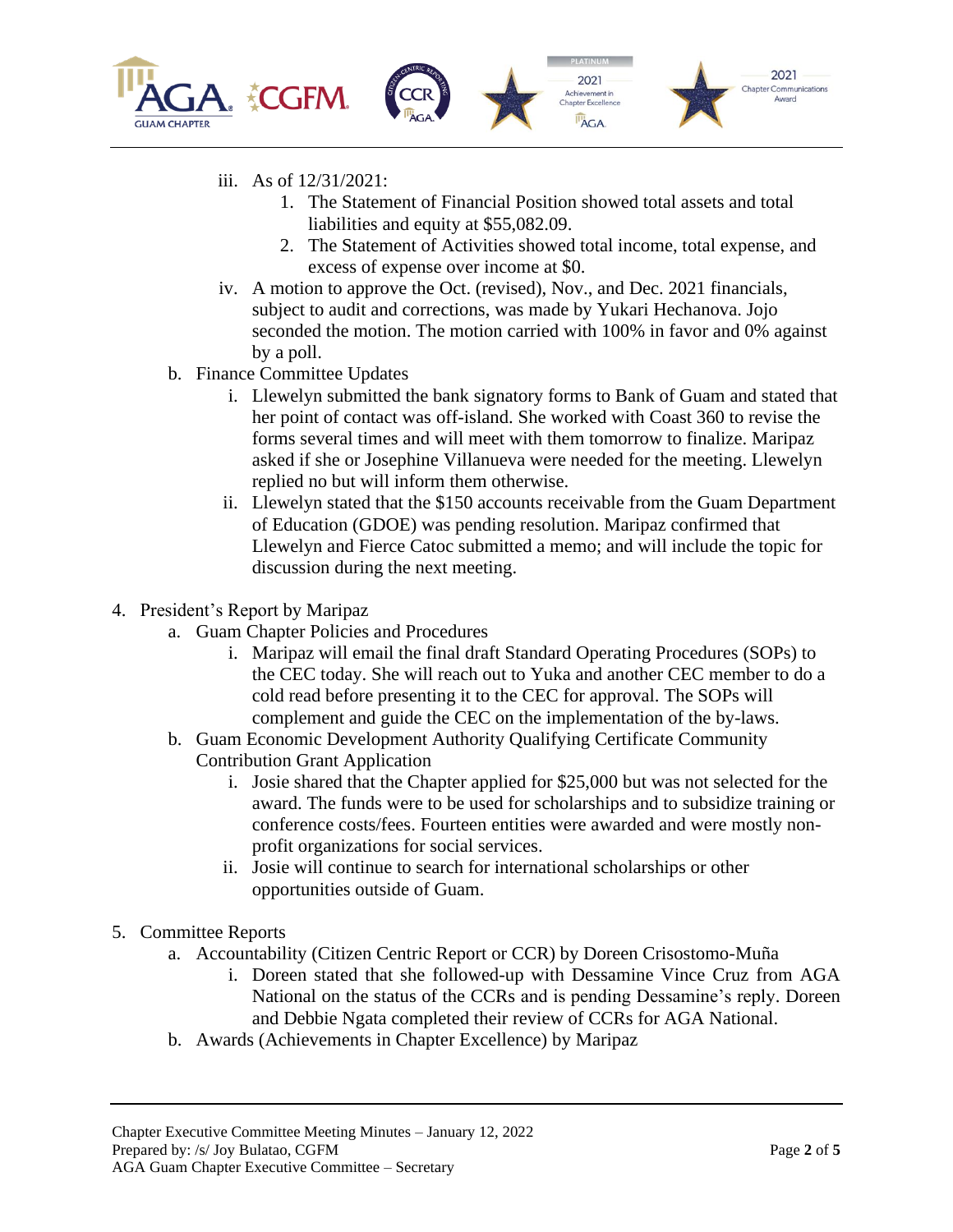iii. As of 12/31/2021:
      1. The Statement of Financial Position showed total assets and total liabilities and equity at $55,082.09.
      2. The Statement of Activities showed total income, total expense, and excess of expense over income at $0.
   iv. A motion to approve the Oct. (revised), Nov., and Dec. 2021 financials, subject to audit and corrections, was made by Yukari Hechanova. Jojo seconded the motion. The motion carried with 100% in favor and 0% against by a poll.

b. Finance Committee Updates
   i. Llewelyn submitted the bank signatory forms to Bank of Guam and stated that her point of contact was off-island. She worked with Coast 360 to revise the forms several times and will meet with them tomorrow to finalize. Maripaz asked if she or Josephine Villanueva were needed for the meeting. Llewelyn replied no but will inform them otherwise.
   ii. Llewelyn stated that the $150 accounts receivable from the Guam Department of Education (GDOE) was pending resolution. Maripaz confirmed that Llewelyn and Fierce Catoc submitted a memo; and will include the topic for discussion during the next meeting.

4. President's Report by Maripaz
   a. Guam Chapter Policies and Procedures
      i. Maripaz will email the final draft Standard Operating Procedures (SOPs) to the CEC today. She will reach out to Yuka and another CEC member to do a cold read before presenting it to the CEC for approval. The SOPs will complement and guide the CEC on the implementation of the by-laws.
   b. Guam Economic Development Authority Qualifying Certificate Community Contribution Grant Application
      i. Josie shared that the Chapter applied for $25,000 but was not selected for the award. The funds were to be used for scholarships and to subsidize training or conference costs/fees. Fourteen entities were awarded and were mostly non-profit organizations for social services.
      ii. Josie will continue to search for international scholarships or other opportunities outside of Guam.

5. Committee Reports
   a. Accountability (Citizen Centric Report or CCR) by Doreen Crisostomo-Muña
      i. Doreen stated that she followed-up with Dessamine Vince Cruz from AGA National on the status of the CCRs and is pending Dessamine's reply. Doreen and Debbie Ngata completed their review of CCRs for AGA National.
   b. Awards (Achievements in Chapter Excellence) by Maripaz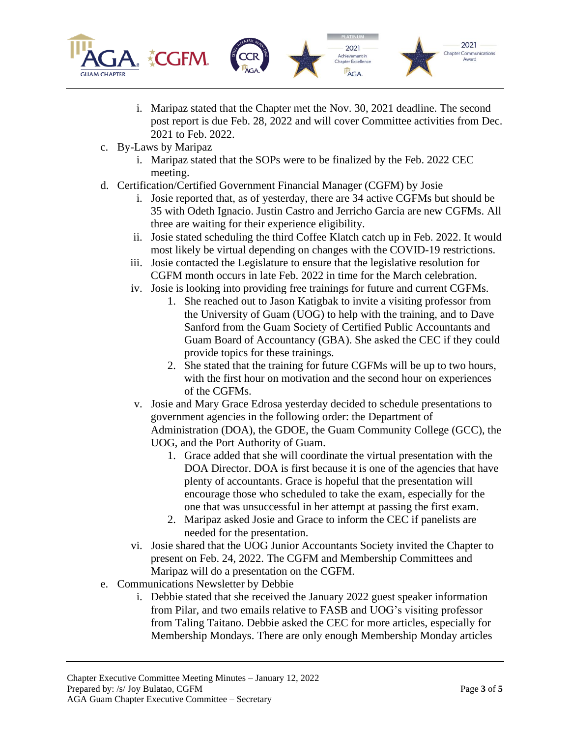i. Maripaz stated that the Chapter met the Nov. 30, 2021 deadline. The second post report is due Feb. 28, 2022 and will cover Committee activities from Dec. 2021 to Feb. 2022.

c. By-Laws by Maripaz
   i. Maripaz stated that the SOPs were to be finalized by the Feb. 2022 CEC meeting.

d. Certification/Certified Government Financial Manager (CGFM) by Josie
   i. Josie reported that, as of yesterday, there are 34 active CGFMs but should be 35 with Odeth Ignacio. Justin Castro and Jerricho Garcia are new CGFMs. All three are waiting for their experience eligibility.
   ii. Josie stated scheduling the third Coffee Klatch catch up in Feb. 2022. It would most likely be virtual depending on changes with the COVID-19 restrictions.
   iii. Josie contacted the Legislature to ensure that the legislative resolution for CGFM month occurs in late Feb. 2022 in time for the March celebration.
   iv. Josie is looking into providing free trainings for future and current CGFMs.
      1. She reached out to Jason Katigbak to invite a visiting professor from the University of Guam (UOG) to help with the training, and to Dave Sanford from the Guam Society of Certified Public Accountants and Guam Board of Accountancy (GBA). She asked the CEC if they could provide topics for these trainings.
      2. She stated that the training for future CGFMs will be up to two hours, with the first hour on motivation and the second hour on experiences of the CGFMs.
   v. Josie and Mary Grace Edrosa yesterday decided to schedule presentations to government agencies in the following order: the Department of Administration (DOA), the GDOE, the Guam Community College (GCC), the UOG, and the Port Authority of Guam.
      1. Grace added that she will coordinate the virtual presentation with the DOA Director. DOA is first because it is one of the agencies that have plenty of accountants. Grace is hopeful that the presentation will encourage those who scheduled to take the exam, especially for the one that was unsuccessful in her attempt at passing the first exam.
      2. Maripaz asked Josie and Grace to inform the CEC if panelists are needed for the presentation.
   vi. Josie shared that the UOG Junior Accountants Society invited the Chapter to present on Feb. 24, 2022. The CGFM and Membership Committees and Maripaz will do a presentation on the CGFM.

e. Communications Newsletter by Debbie
   i. Debbie stated that she received the January 2022 guest speaker information from Pilar, and two emails relative to FASB and UOG's visiting professor from Taling Taitano. Debbie asked the CEC for more articles, especially for Membership Mondays. There are only enough Membership Monday articles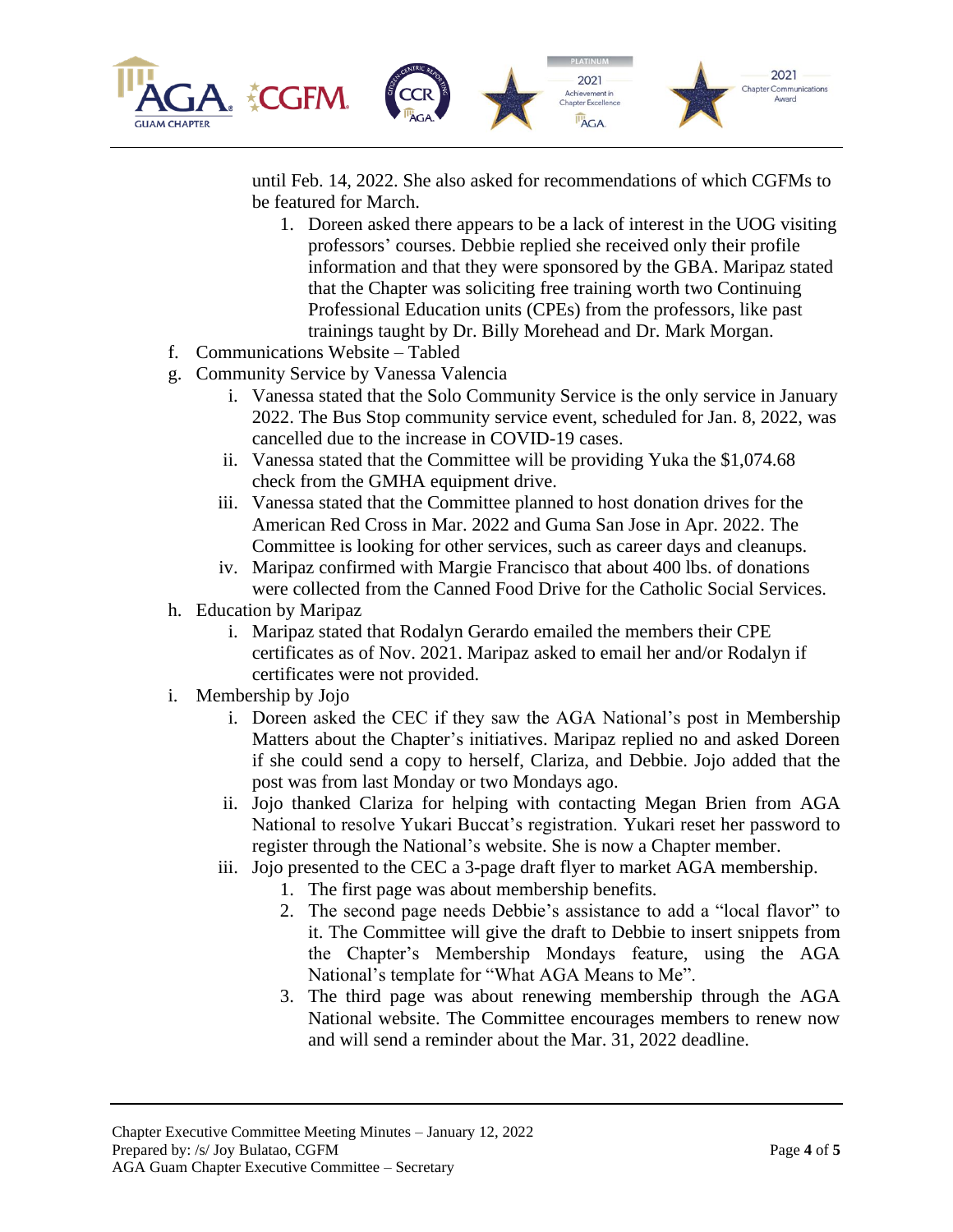until Feb. 14, 2022. She also asked for recommendations of which CGFMs to be featured for March.

1. Doreen asked there appears to be a lack of interest in the UOG visiting professors' courses. Debbie replied she received only their profile information and that they were sponsored by the GBA. Maripaz stated that the Chapter was soliciting free training worth two Continuing Professional Education units (CPEs) from the professors, like past trainings taught by Dr. Billy Morehead and Dr. Mark Morgan.

f. Communications Website – Tabled

g. Community Service by Vanessa Valencia

   i. Vanessa stated that the Solo Community Service is the only service in January 2022. The Bus Stop community service event, scheduled for Jan. 8, 2022, was cancelled due to the increase in COVID-19 cases.

   ii. Vanessa stated that the Committee will be providing Yuka the $1,074.68 check from the GMHA equipment drive.

   iii. Vanessa stated that the Committee planned to host donation drives for the American Red Cross in Mar. 2022 and Guma San Jose in Apr. 2022. The Committee is looking for other services, such as career days and cleanups.

   iv. Maripaz confirmed with Margie Francisco that about 400 lbs. of donations were collected from the Canned Food Drive for the Catholic Social Services.

h. Education by Maripaz

   i. Maripaz stated that Rodalyn Gerardo emailed the members their CPE certificates as of Nov. 2021. Maripaz asked to email her and/or Rodalyn if certificates were not provided.

i. Membership by Jojo

   i. Doreen asked the CEC if they saw the AGA National's post in Membership Matters about the Chapter's initiatives. Maripaz replied no and asked Doreen if she could send a copy to herself, Clariza, and Debbie. Jojo added that the post was from last Monday or two Mondays ago.

   ii. Jojo thanked Clariza for helping with contacting Megan Brien from AGA National to resolve Yukari Buccat's registration. Yukari reset her password to register through the National's website. She is now a Chapter member.

   iii. Jojo presented to the CEC a 3-page draft flyer to market AGA membership.

      1. The first page was about membership benefits.
      2. The second page needs Debbie's assistance to add a "local flavor" to it. The Committee will give the draft to Debbie to insert snippets from the Chapter's Membership Mondays feature, using the AGA National's template for "What AGA Means to Me".
      3. The third page was about renewing membership through the AGA National website. The Committee encourages members to renew now and will send a reminder about the Mar. 31, 2022 deadline.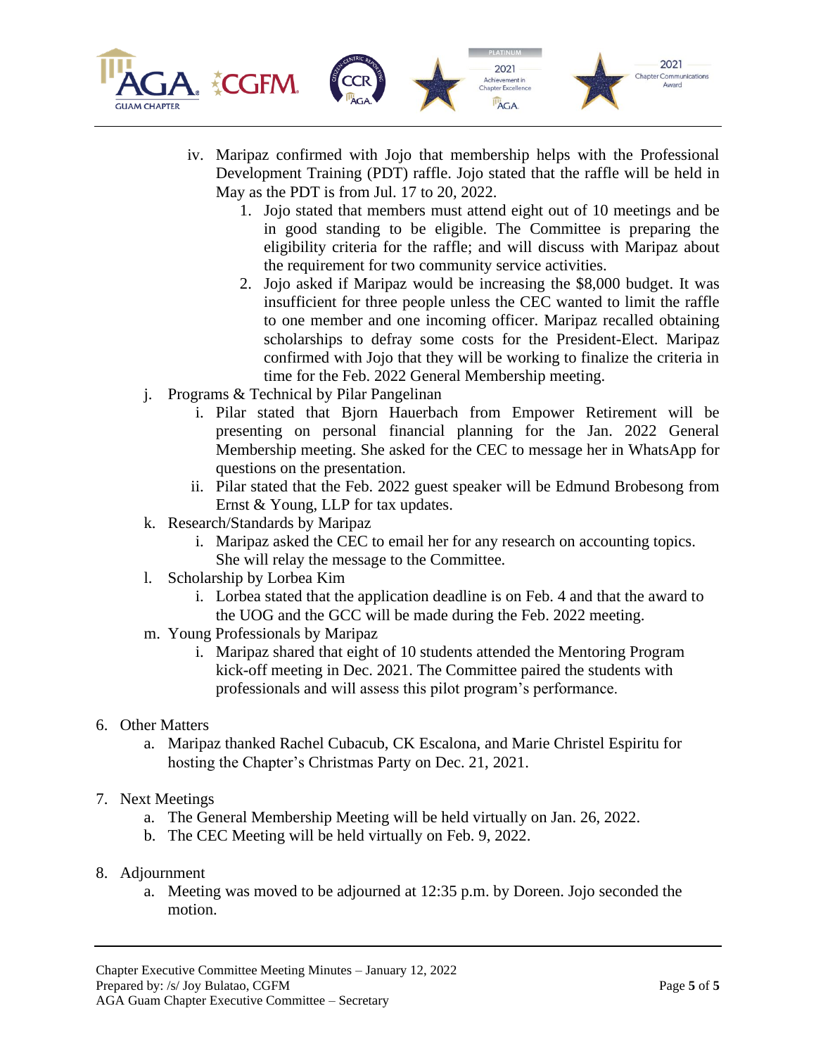iv. Maripaz confirmed with Jojo that membership helps with the Professional Development Training (PDT) raffle. Jojo stated that the raffle will be held in May as the PDT is from Jul. 17 to 20, 2022.

1. Jojo stated that members must attend eight out of 10 meetings and be in good standing to be eligible. The Committee is preparing the eligibility criteria for the raffle; and will discuss with Maripaz about the requirement for two community service activities.
2. Jojo asked if Maripaz would be increasing the $8,000 budget. It was insufficient for three people unless the CEC wanted to limit the raffle to one member and one incoming officer. Maripaz recalled obtaining scholarships to defray some costs for the President-Elect. Maripaz confirmed with Jojo that they will be working to finalize the criteria in time for the Feb. 2022 General Membership meeting.

j. Programs & Technical by Pilar Pangelinan

i. Pilar stated that Bjorn Hauerbach from Empower Retirement will be presenting on personal financial planning for the Jan. 2022 General Membership meeting. She asked for the CEC to message her in WhatsApp for questions on the presentation.

ii. Pilar stated that the Feb. 2022 guest speaker will be Edmund Brobesong from Ernst & Young, LLP for tax updates.

k. Research/Standards by Maripaz

i. Maripaz asked the CEC to email her for any research on accounting topics. She will relay the message to the Committee.

l. Scholarship by Lorbea Kim

i. Lorbea stated that the application deadline is on Feb. 4 and that the award to the UOG and the GCC will be made during the Feb. 2022 meeting.

m. Young Professionals by Maripaz

i. Maripaz shared that eight of 10 students attended the Mentoring Program kick-off meeting in Dec. 2021. The Committee paired the students with professionals and will assess this pilot program's performance.

6. Other Matters

a. Maripaz thanked Rachel Cubacub, CK Escalona, and Marie Christel Espiritu for hosting the Chapter's Christmas Party on Dec. 21, 2021.

7. Next Meetings

a. The General Membership Meeting will be held virtually on Jan. 26, 2022.

b. The CEC Meeting will be held virtually on Feb. 9, 2022.

8. Adjournment

a. Meeting was moved to be adjourned at 12:35 p.m. by Doreen. Jojo seconded the motion.

Chapter Executive Committee Meeting Minutes – January 12, 2022
Prepared by: /s/ Joy Bulatao, CGFM
AGA Guam Chapter Executive Committee – Secretary